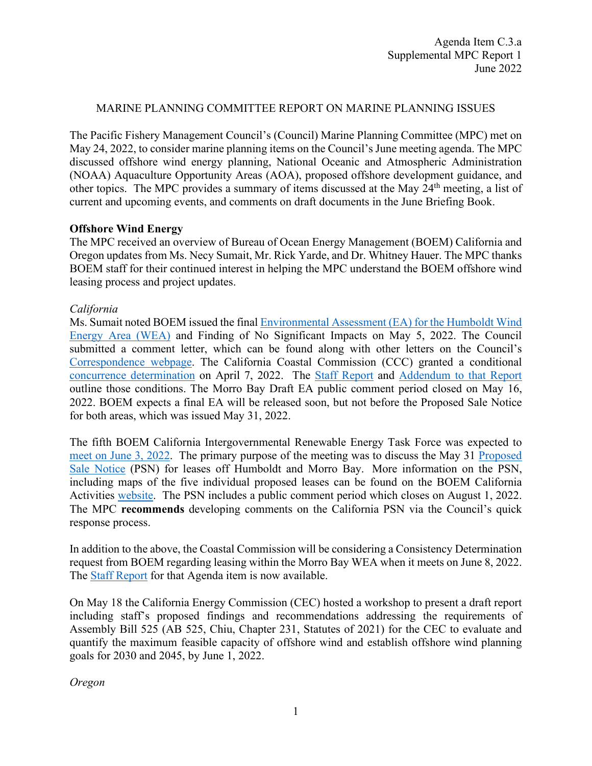Agenda Item C.3.a
Supplemental MPC Report 1
June 2022

# MARINE PLANNING COMMITTEE REPORT ON MARINE PLANNING ISSUES

The Pacific Fishery Management Council's (Council) Marine Planning Committee (MPC) met on May 24, 2022, to consider marine planning items on the Council's June meeting agenda. The MPC discussed offshore wind energy planning, National Oceanic and Atmospheric Administration (NOAA) Aquaculture Opportunity Areas (AOA), proposed offshore development guidance, and other topics. The MPC provides a summary of items discussed at the May 24th meeting, a list of current and upcoming events, and comments on draft documents in the June Briefing Book.

## Offshore Wind Energy

The MPC received an overview of Bureau of Ocean Energy Management (BOEM) California and Oregon updates from Ms. Necy Sumait, Mr. Rick Yarde, and Dr. Whitney Hauer. The MPC thanks BOEM staff for their continued interest in helping the MPC understand the BOEM offshore wind leasing process and project updates.

### *California*

Ms. Sumait noted BOEM issued the final Environmental Assessment (EA) for the Humboldt Wind Energy Area (WEA) and Finding of No Significant Impacts on May 5, 2022. The Council submitted a comment letter, which can be found along with other letters on the Council's Correspondence webpage. The California Coastal Commission (CCC) granted a conditional concurrence determination on April 7, 2022. The Staff Report and Addendum to that Report outline those conditions. The Morro Bay Draft EA public comment period closed on May 16, 2022. BOEM expects a final EA will be released soon, but not before the Proposed Sale Notice for both areas, which was issued May 31, 2022.

The fifth BOEM California Intergovernmental Renewable Energy Task Force was expected to meet on June 3, 2022. The primary purpose of the meeting was to discuss the May 31 Proposed Sale Notice (PSN) for leases off Humboldt and Morro Bay. More information on the PSN, including maps of the five individual proposed leases can be found on the BOEM California Activities website. The PSN includes a public comment period which closes on August 1, 2022. The MPC **recommends** developing comments on the California PSN via the Council's quick response process.

In addition to the above, the Coastal Commission will be considering a Consistency Determination request from BOEM regarding leasing within the Morro Bay WEA when it meets on June 8, 2022. The Staff Report for that Agenda item is now available.

On May 18 the California Energy Commission (CEC) hosted a workshop to present a draft report including staff's proposed findings and recommendations addressing the requirements of Assembly Bill 525 (AB 525, Chiu, Chapter 231, Statutes of 2021) for the CEC to evaluate and quantify the maximum feasible capacity of offshore wind and establish offshore wind planning goals for 2030 and 2045, by June 1, 2022.

### *Oregon*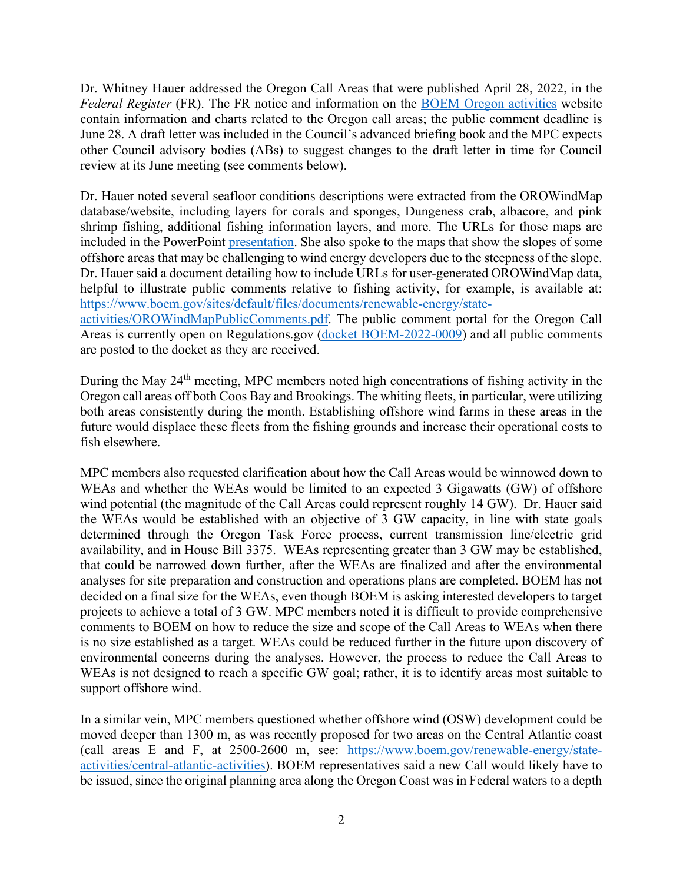Dr. Whitney Hauer addressed the Oregon Call Areas that were published April 28, 2022, in the *Federal Register* (FR). The FR notice and information on the [BOEM Oregon activities](https://www.boem.gov/renewable-energy/state-activities/oregon) website contain information and charts related to the Oregon call areas; the public comment deadline is June 28. A draft letter was included in the Council's advanced briefing book and the MPC expects other Council advisory bodies (ABs) to suggest changes to the draft letter in time for Council review at its June meeting (see comments below).

Dr. Hauer noted several seafloor conditions descriptions were extracted from the OROWindMap database/website, including layers for corals and sponges, Dungeness crab, albacore, and pink shrimp fishing, additional fishing information layers, and more. The URLs for those maps are included in the PowerPoint presentation. She also spoke to the maps that show the slopes of some offshore areas that may be challenging to wind energy developers due to the steepness of the slope. Dr. Hauer said a document detailing how to include URLs for user-generated OROWindMap data, helpful to illustrate public comments relative to fishing activity, for example, is available at: https://www.boem.gov/sites/default/files/documents/renewable-energy/state-activities/OROWindMapPublicComments.pdf. The public comment portal for the Oregon Call Areas is currently open on Regulations.gov (docket BOEM-2022-0009) and all public comments are posted to the docket as they are received.

During the May 24th meeting, MPC members noted high concentrations of fishing activity in the Oregon call areas off both Coos Bay and Brookings. The whiting fleets, in particular, were utilizing both areas consistently during the month. Establishing offshore wind farms in these areas in the future would displace these fleets from the fishing grounds and increase their operational costs to fish elsewhere.

MPC members also requested clarification about how the Call Areas would be winnowed down to WEAs and whether the WEAs would be limited to an expected 3 Gigawatts (GW) of offshore wind potential (the magnitude of the Call Areas could represent roughly 14 GW). Dr. Hauer said the WEAs would be established with an objective of 3 GW capacity, in line with state goals determined through the Oregon Task Force process, current transmission line/electric grid availability, and in House Bill 3375. WEAs representing greater than 3 GW may be established, that could be narrowed down further, after the WEAs are finalized and after the environmental analyses for site preparation and construction and operations plans are completed. BOEM has not decided on a final size for the WEAs, even though BOEM is asking interested developers to target projects to achieve a total of 3 GW. MPC members noted it is difficult to provide comprehensive comments to BOEM on how to reduce the size and scope of the Call Areas to WEAs when there is no size established as a target. WEAs could be reduced further in the future upon discovery of environmental concerns during the analyses. However, the process to reduce the Call Areas to WEAs is not designed to reach a specific GW goal; rather, it is to identify areas most suitable to support offshore wind.

In a similar vein, MPC members questioned whether offshore wind (OSW) development could be moved deeper than 1300 m, as was recently proposed for two areas on the Central Atlantic coast (call areas E and F, at 2500-2600 m, see: https://www.boem.gov/renewable-energy/state-activities/central-atlantic-activities). BOEM representatives said a new Call would likely have to be issued, since the original planning area along the Oregon Coast was in Federal waters to a depth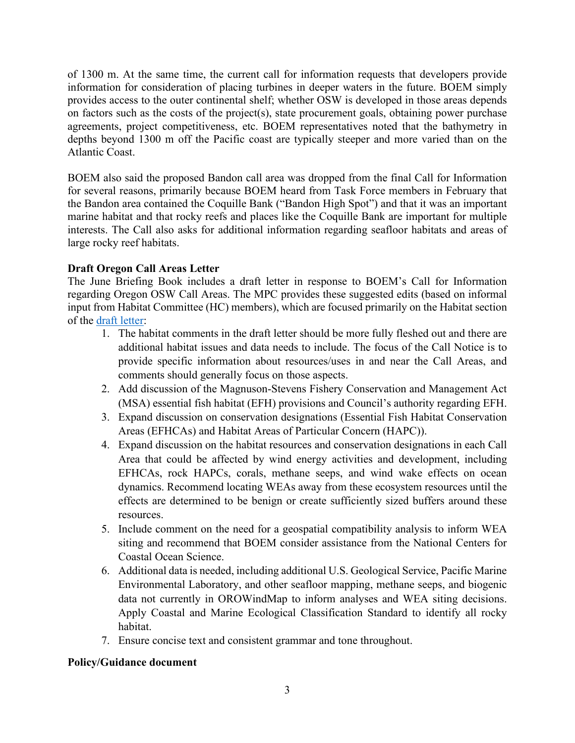of 1300 m. At the same time, the current call for information requests that developers provide information for consideration of placing turbines in deeper waters in the future. BOEM simply provides access to the outer continental shelf; whether OSW is developed in those areas depends on factors such as the costs of the project(s), state procurement goals, obtaining power purchase agreements, project competitiveness, etc. BOEM representatives noted that the bathymetry in depths beyond 1300 m off the Pacific coast are typically steeper and more varied than on the Atlantic Coast.

BOEM also said the proposed Bandon call area was dropped from the final Call for Information for several reasons, primarily because BOEM heard from Task Force members in February that the Bandon area contained the Coquille Bank ("Bandon High Spot") and that it was an important marine habitat and that rocky reefs and places like the Coquille Bank are important for multiple interests. The Call also asks for additional information regarding seafloor habitats and areas of large rocky reef habitats.

**Draft Oregon Call Areas Letter**

The June Briefing Book includes a draft letter in response to BOEM's Call for Information regarding Oregon OSW Call Areas. The MPC provides these suggested edits (based on informal input from Habitat Committee (HC) members), which are focused primarily on the Habitat section of the draft letter:

1. The habitat comments in the draft letter should be more fully fleshed out and there are additional habitat issues and data needs to include. The focus of the Call Notice is to provide specific information about resources/uses in and near the Call Areas, and comments should generally focus on those aspects.
2. Add discussion of the Magnuson-Stevens Fishery Conservation and Management Act (MSA) essential fish habitat (EFH) provisions and Council's authority regarding EFH.
3. Expand discussion on conservation designations (Essential Fish Habitat Conservation Areas (EFHCAs) and Habitat Areas of Particular Concern (HAPC)).
4. Expand discussion on the habitat resources and conservation designations in each Call Area that could be affected by wind energy activities and development, including EFHCAs, rock HAPCs, corals, methane seeps, and wind wake effects on ocean dynamics. Recommend locating WEAs away from these ecosystem resources until the effects are determined to be benign or create sufficiently sized buffers around these resources.
5. Include comment on the need for a geospatial compatibility analysis to inform WEA siting and recommend that BOEM consider assistance from the National Centers for Coastal Ocean Science.
6. Additional data is needed, including additional U.S. Geological Service, Pacific Marine Environmental Laboratory, and other seafloor mapping, methane seeps, and biogenic data not currently in OROWindMap to inform analyses and WEA siting decisions. Apply Coastal and Marine Ecological Classification Standard to identify all rocky habitat.
7. Ensure concise text and consistent grammar and tone throughout.

**Policy/Guidance document**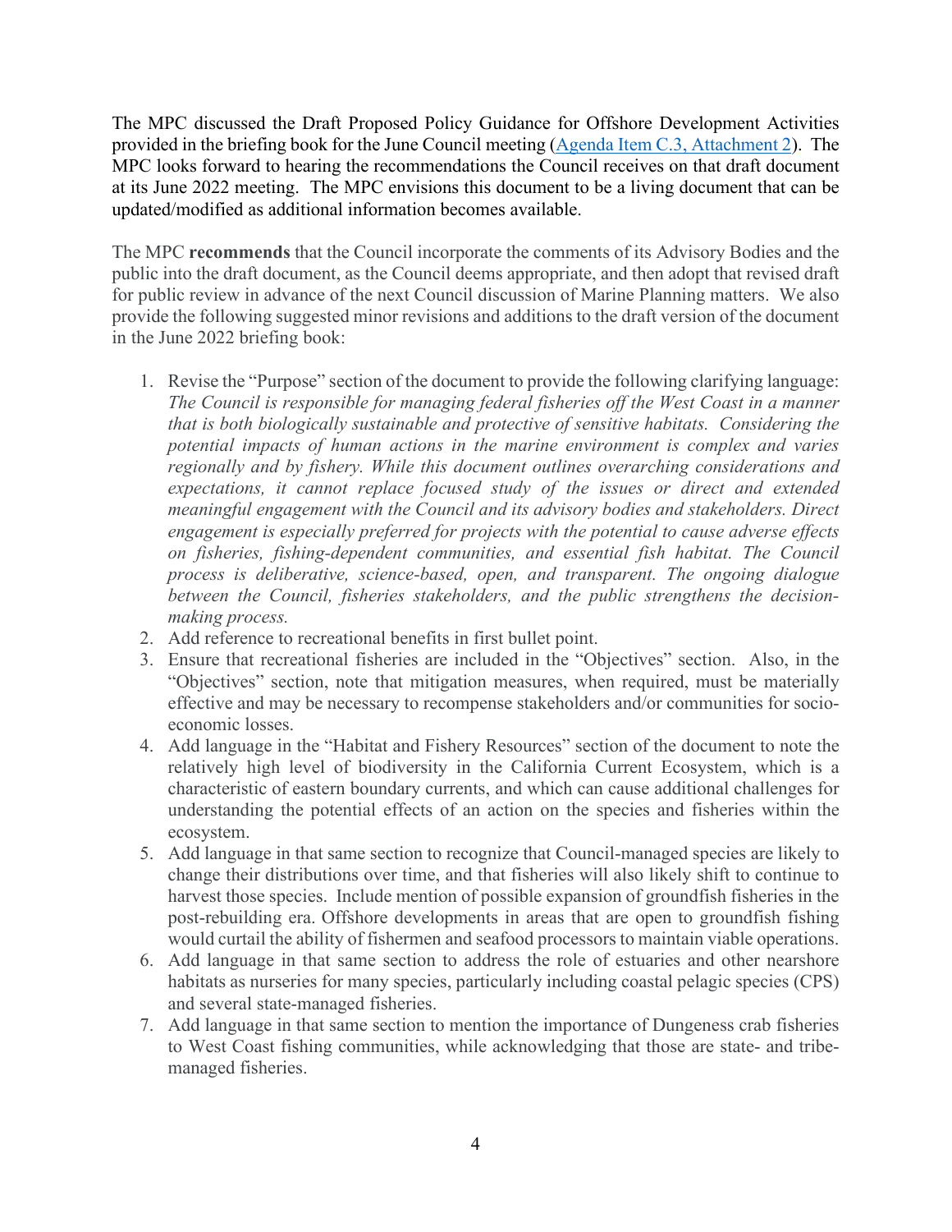The MPC discussed the Draft Proposed Policy Guidance for Offshore Development Activities provided in the briefing book for the June Council meeting ([Agenda Item C.3, Attachment 2](#)). The MPC looks forward to hearing the recommendations the Council receives on that draft document at its June 2022 meeting. The MPC envisions this document to be a living document that can be updated/modified as additional information becomes available.

The MPC **recommends** that the Council incorporate the comments of its Advisory Bodies and the public into the draft document, as the Council deems appropriate, and then adopt that revised draft for public review in advance of the next Council discussion of Marine Planning matters. We also provide the following suggested minor revisions and additions to the draft version of the document in the June 2022 briefing book:

1. Revise the "Purpose" section of the document to provide the following clarifying language: *The Council is responsible for managing federal fisheries off the West Coast in a manner that is both biologically sustainable and protective of sensitive habitats. Considering the potential impacts of human actions in the marine environment is complex and varies regionally and by fishery. While this document outlines overarching considerations and expectations, it cannot replace focused study of the issues or direct and extended meaningful engagement with the Council and its advisory bodies and stakeholders. Direct engagement is especially preferred for projects with the potential to cause adverse effects on fisheries, fishing-dependent communities, and essential fish habitat. The Council process is deliberative, science-based, open, and transparent. The ongoing dialogue between the Council, fisheries stakeholders, and the public strengthens the decision-making process.*
2. Add reference to recreational benefits in first bullet point.
3. Ensure that recreational fisheries are included in the "Objectives" section. Also, in the "Objectives" section, note that mitigation measures, when required, must be materially effective and may be necessary to recompense stakeholders and/or communities for socio-economic losses.
4. Add language in the "Habitat and Fishery Resources" section of the document to note the relatively high level of biodiversity in the California Current Ecosystem, which is a characteristic of eastern boundary currents, and which can cause additional challenges for understanding the potential effects of an action on the species and fisheries within the ecosystem.
5. Add language in that same section to recognize that Council-managed species are likely to change their distributions over time, and that fisheries will also likely shift to continue to harvest those species. Include mention of possible expansion of groundfish fisheries in the post-rebuilding era. Offshore developments in areas that are open to groundfish fishing would curtail the ability of fishermen and seafood processors to maintain viable operations.
6. Add language in that same section to address the role of estuaries and other nearshore habitats as nurseries for many species, particularly including coastal pelagic species (CPS) and several state-managed fisheries.
7. Add language in that same section to mention the importance of Dungeness crab fisheries to West Coast fishing communities, while acknowledging that those are state- and tribe-managed fisheries.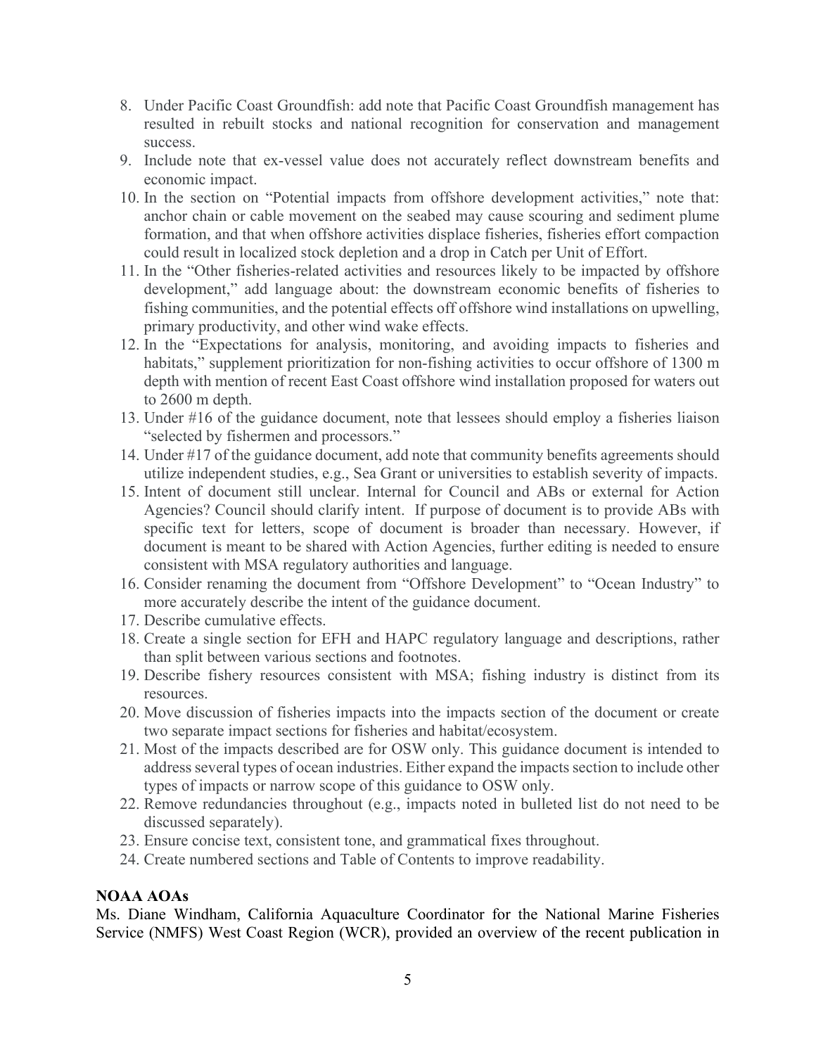8. Under Pacific Coast Groundfish: add note that Pacific Coast Groundfish management has resulted in rebuilt stocks and national recognition for conservation and management success.
9. Include note that ex-vessel value does not accurately reflect downstream benefits and economic impact.
10. In the section on "Potential impacts from offshore development activities," note that: anchor chain or cable movement on the seabed may cause scouring and sediment plume formation, and that when offshore activities displace fisheries, fisheries effort compaction could result in localized stock depletion and a drop in Catch per Unit of Effort.
11. In the "Other fisheries-related activities and resources likely to be impacted by offshore development," add language about: the downstream economic benefits of fisheries to fishing communities, and the potential effects off offshore wind installations on upwelling, primary productivity, and other wind wake effects.
12. In the "Expectations for analysis, monitoring, and avoiding impacts to fisheries and habitats," supplement prioritization for non-fishing activities to occur offshore of 1300 m depth with mention of recent East Coast offshore wind installation proposed for waters out to 2600 m depth.
13. Under #16 of the guidance document, note that lessees should employ a fisheries liaison "selected by fishermen and processors."
14. Under #17 of the guidance document, add note that community benefits agreements should utilize independent studies, e.g., Sea Grant or universities to establish severity of impacts.
15. Intent of document still unclear. Internal for Council and ABs or external for Action Agencies? Council should clarify intent. If purpose of document is to provide ABs with specific text for letters, scope of document is broader than necessary. However, if document is meant to be shared with Action Agencies, further editing is needed to ensure consistent with MSA regulatory authorities and language.
16. Consider renaming the document from "Offshore Development" to "Ocean Industry" to more accurately describe the intent of the guidance document.
17. Describe cumulative effects.
18. Create a single section for EFH and HAPC regulatory language and descriptions, rather than split between various sections and footnotes.
19. Describe fishery resources consistent with MSA; fishing industry is distinct from its resources.
20. Move discussion of fisheries impacts into the impacts section of the document or create two separate impact sections for fisheries and habitat/ecosystem.
21. Most of the impacts described are for OSW only. This guidance document is intended to address several types of ocean industries. Either expand the impacts section to include other types of impacts or narrow scope of this guidance to OSW only.
22. Remove redundancies throughout (e.g., impacts noted in bulleted list do not need to be discussed separately).
23. Ensure concise text, consistent tone, and grammatical fixes throughout.
24. Create numbered sections and Table of Contents to improve readability.

**NOAA AOAs**

Ms. Diane Windham, California Aquaculture Coordinator for the National Marine Fisheries Service (NMFS) West Coast Region (WCR), provided an overview of the recent publication in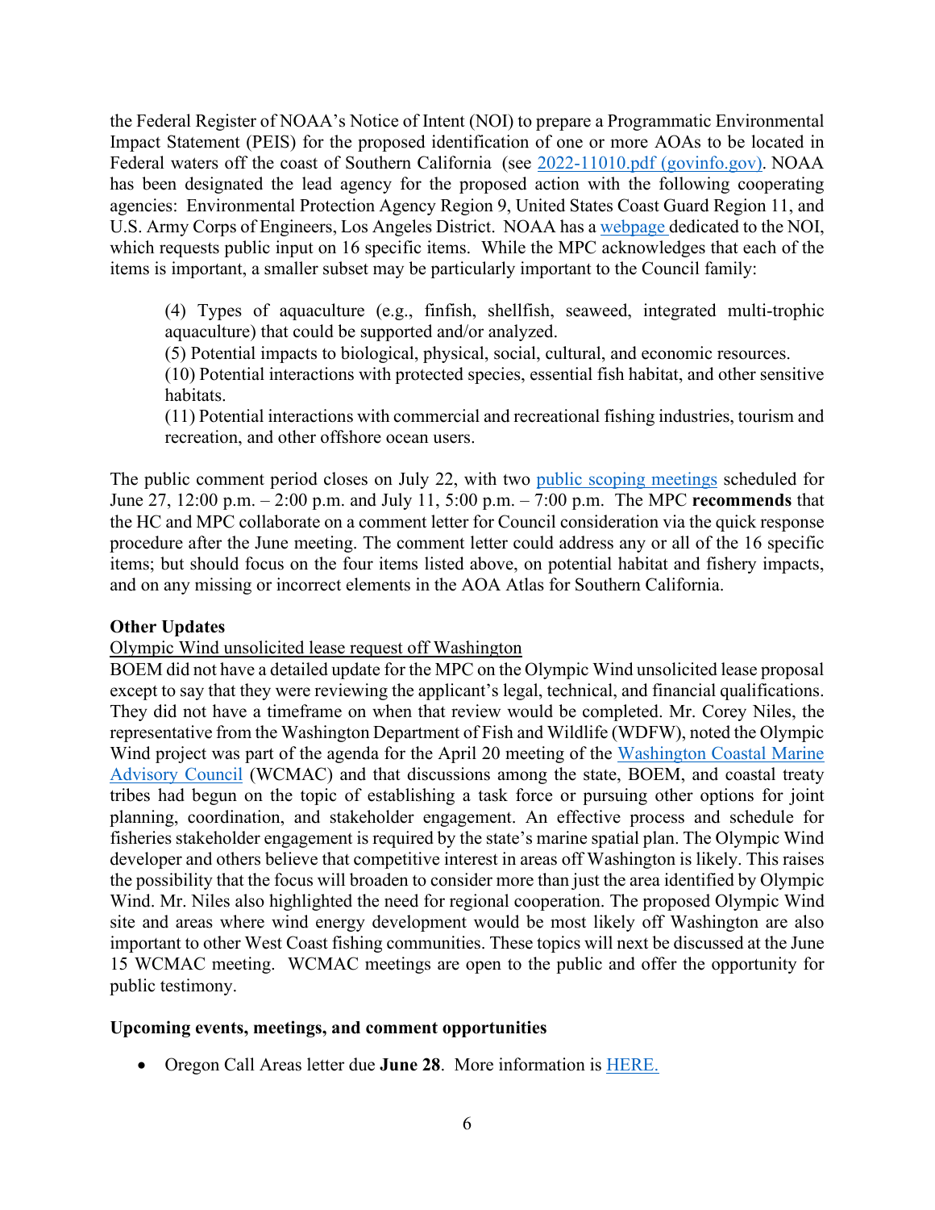the Federal Register of NOAA's Notice of Intent (NOI) to prepare a Programmatic Environmental Impact Statement (PEIS) for the proposed identification of one or more AOAs to be located in Federal waters off the coast of Southern California (see [2022-11010.pdf (govinfo.gov)](). NOAA has been designated the lead agency for the proposed action with the following cooperating agencies: Environmental Protection Agency Region 9, United States Coast Guard Region 11, and U.S. Army Corps of Engineers, Los Angeles District. NOAA has a [webpage]() dedicated to the NOI, which requests public input on 16 specific items. While the MPC acknowledges that each of the items is important, a smaller subset may be particularly important to the Council family:

> (4) Types of aquaculture (e.g., finfish, shellfish, seaweed, integrated multi-trophic aquaculture) that could be supported and/or analyzed.
>
> (5) Potential impacts to biological, physical, social, cultural, and economic resources.
>
> (10) Potential interactions with protected species, essential fish habitat, and other sensitive habitats.
>
> (11) Potential interactions with commercial and recreational fishing industries, tourism and recreation, and other offshore ocean users.

The public comment period closes on July 22, with two [public scoping meetings]() scheduled for June 27, 12:00 p.m. – 2:00 p.m. and July 11, 5:00 p.m. – 7:00 p.m. The MPC **recommends** that the HC and MPC collaborate on a comment letter for Council consideration via the quick response procedure after the June meeting. The comment letter could address any or all of the 16 specific items; but should focus on the four items listed above, on potential habitat and fishery impacts, and on any missing or incorrect elements in the AOA Atlas for Southern California.

**Other Updates**

Olympic Wind unsolicited lease request off Washington

BOEM did not have a detailed update for the MPC on the Olympic Wind unsolicited lease proposal except to say that they were reviewing the applicant's legal, technical, and financial qualifications. They did not have a timeframe on when that review would be completed. Mr. Corey Niles, the representative from the Washington Department of Fish and Wildlife (WDFW), noted the Olympic Wind project was part of the agenda for the April 20 meeting of the [Washington Coastal Marine Advisory Council]() (WCMAC) and that discussions among the state, BOEM, and coastal treaty tribes had begun on the topic of establishing a task force or pursuing other options for joint planning, coordination, and stakeholder engagement. An effective process and schedule for fisheries stakeholder engagement is required by the state's marine spatial plan. The Olympic Wind developer and others believe that competitive interest in areas off Washington is likely. This raises the possibility that the focus will broaden to consider more than just the area identified by Olympic Wind. Mr. Niles also highlighted the need for regional cooperation. The proposed Olympic Wind site and areas where wind energy development would be most likely off Washington are also important to other West Coast fishing communities. These topics will next be discussed at the June 15 WCMAC meeting. WCMAC meetings are open to the public and offer the opportunity for public testimony.

**Upcoming events, meetings, and comment opportunities**

- Oregon Call Areas letter due **June 28**. More information is [HERE.]()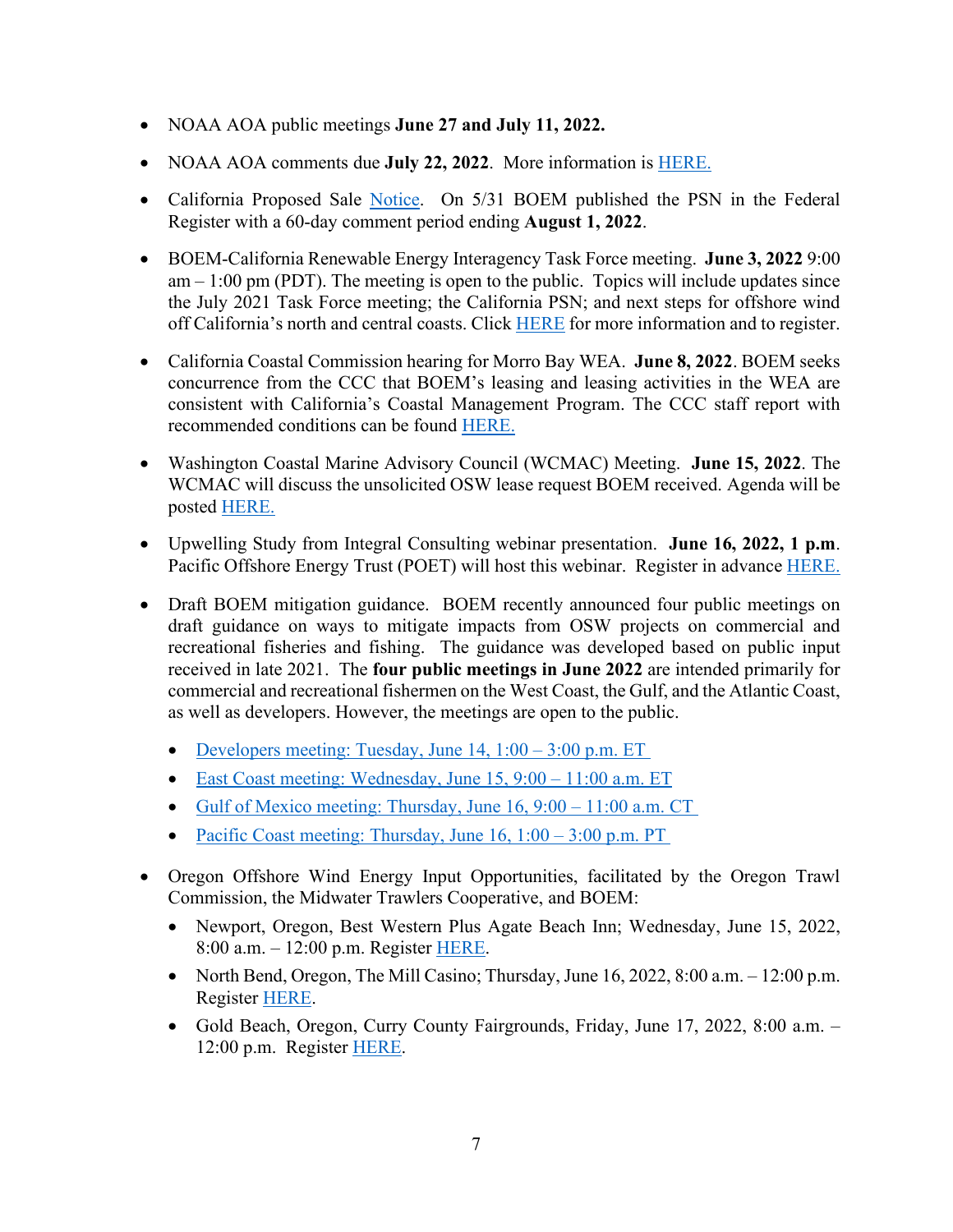- NOAA AOA public meetings **June 27 and July 11, 2022.**

- NOAA AOA comments due **July 22, 2022**. More information is HERE.

- California Proposed Sale Notice. On 5/31 BOEM published the PSN in the Federal Register with a 60-day comment period ending **August 1, 2022**.

- BOEM-California Renewable Energy Interagency Task Force meeting. **June 3, 2022** 9:00 am – 1:00 pm (PDT). The meeting is open to the public. Topics will include updates since the July 2021 Task Force meeting; the California PSN; and next steps for offshore wind off California's north and central coasts. Click HERE for more information and to register.

- California Coastal Commission hearing for Morro Bay WEA. **June 8, 2022**. BOEM seeks concurrence from the CCC that BOEM's leasing and leasing activities in the WEA are consistent with California's Coastal Management Program. The CCC staff report with recommended conditions can be found HERE.

- Washington Coastal Marine Advisory Council (WCMAC) Meeting. **June 15, 2022**. The WCMAC will discuss the unsolicited OSW lease request BOEM received. Agenda will be posted HERE.

- Upwelling Study from Integral Consulting webinar presentation. **June 16, 2022, 1 p.m**. Pacific Offshore Energy Trust (POET) will host this webinar. Register in advance HERE.

- Draft BOEM mitigation guidance. BOEM recently announced four public meetings on draft guidance on ways to mitigate impacts from OSW projects on commercial and recreational fisheries and fishing. The guidance was developed based on public input received in late 2021. The **four public meetings in June 2022** are intended primarily for commercial and recreational fishermen on the West Coast, the Gulf, and the Atlantic Coast, as well as developers. However, the meetings are open to the public.
  - Developers meeting: Tuesday, June 14, 1:00 – 3:00 p.m. ET
  - East Coast meeting: Wednesday, June 15, 9:00 – 11:00 a.m. ET
  - Gulf of Mexico meeting: Thursday, June 16, 9:00 – 11:00 a.m. CT
  - Pacific Coast meeting: Thursday, June 16, 1:00 – 3:00 p.m. PT

- Oregon Offshore Wind Energy Input Opportunities, facilitated by the Oregon Trawl Commission, the Midwater Trawlers Cooperative, and BOEM:
  - Newport, Oregon, Best Western Plus Agate Beach Inn; Wednesday, June 15, 2022, 8:00 a.m. – 12:00 p.m. Register HERE.
  - North Bend, Oregon, The Mill Casino; Thursday, June 16, 2022, 8:00 a.m. – 12:00 p.m. Register HERE.
  - Gold Beach, Oregon, Curry County Fairgrounds, Friday, June 17, 2022, 8:00 a.m. – 12:00 p.m. Register HERE.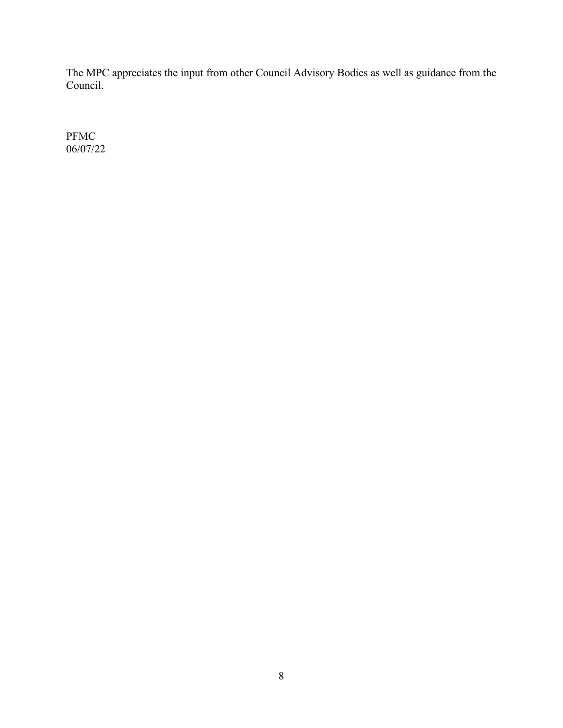The MPC appreciates the input from other Council Advisory Bodies as well as guidance from the Council.

PFMC
06/07/22